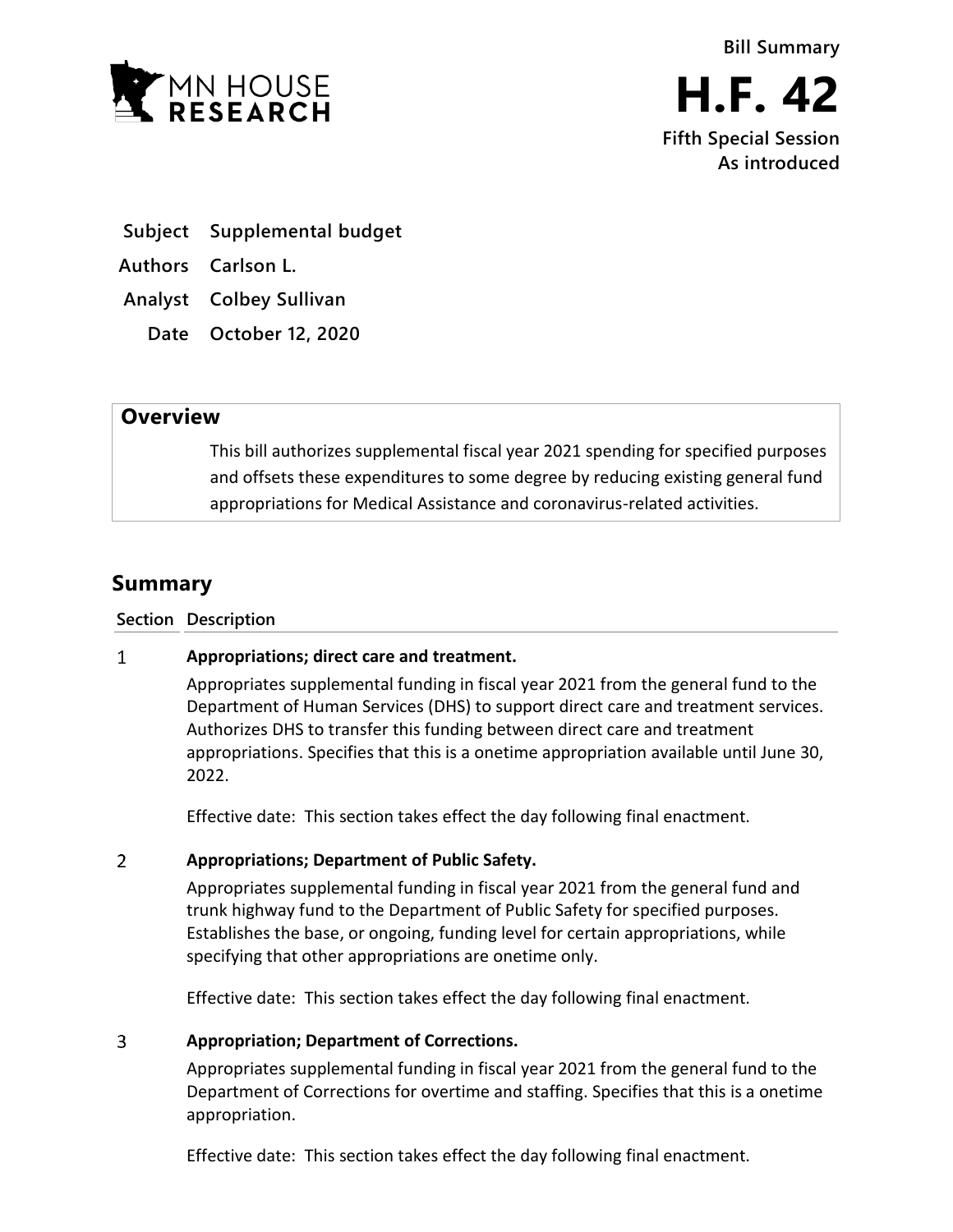Bill Summary

# H.F. 42

**Fifth Special Session**
**As introduced**

| | |
|---|---|
| **Subject** | **Supplemental budget** |
| **Authors** | **Carlson L.** |
| **Analyst** | **Colbey Sullivan** |
| **Date** | **October 12, 2020** |

## Overview

This bill authorizes supplemental fiscal year 2021 spending for specified purposes and offsets these expenditures to some degree by reducing existing general fund appropriations for Medical Assistance and coronavirus-related activities.

## Summary

| Section | Description |
|---|---|
| 1 | **Appropriations; direct care and treatment.**<br><br>Appropriates supplemental funding in fiscal year 2021 from the general fund to the Department of Human Services (DHS) to support direct care and treatment services. Authorizes DHS to transfer this funding between direct care and treatment appropriations. Specifies that this is a onetime appropriation available until June 30, 2022.<br><br>Effective date: This section takes effect the day following final enactment. |
| 2 | **Appropriations; Department of Public Safety.**<br><br>Appropriates supplemental funding in fiscal year 2021 from the general fund and trunk highway fund to the Department of Public Safety for specified purposes. Establishes the base, or ongoing, funding level for certain appropriations, while specifying that other appropriations are onetime only.<br><br>Effective date: This section takes effect the day following final enactment. |
| 3 | **Appropriation; Department of Corrections.**<br><br>Appropriates supplemental funding in fiscal year 2021 from the general fund to the Department of Corrections for overtime and staffing. Specifies that this is a onetime appropriation.<br><br>Effective date: This section takes effect the day following final enactment. |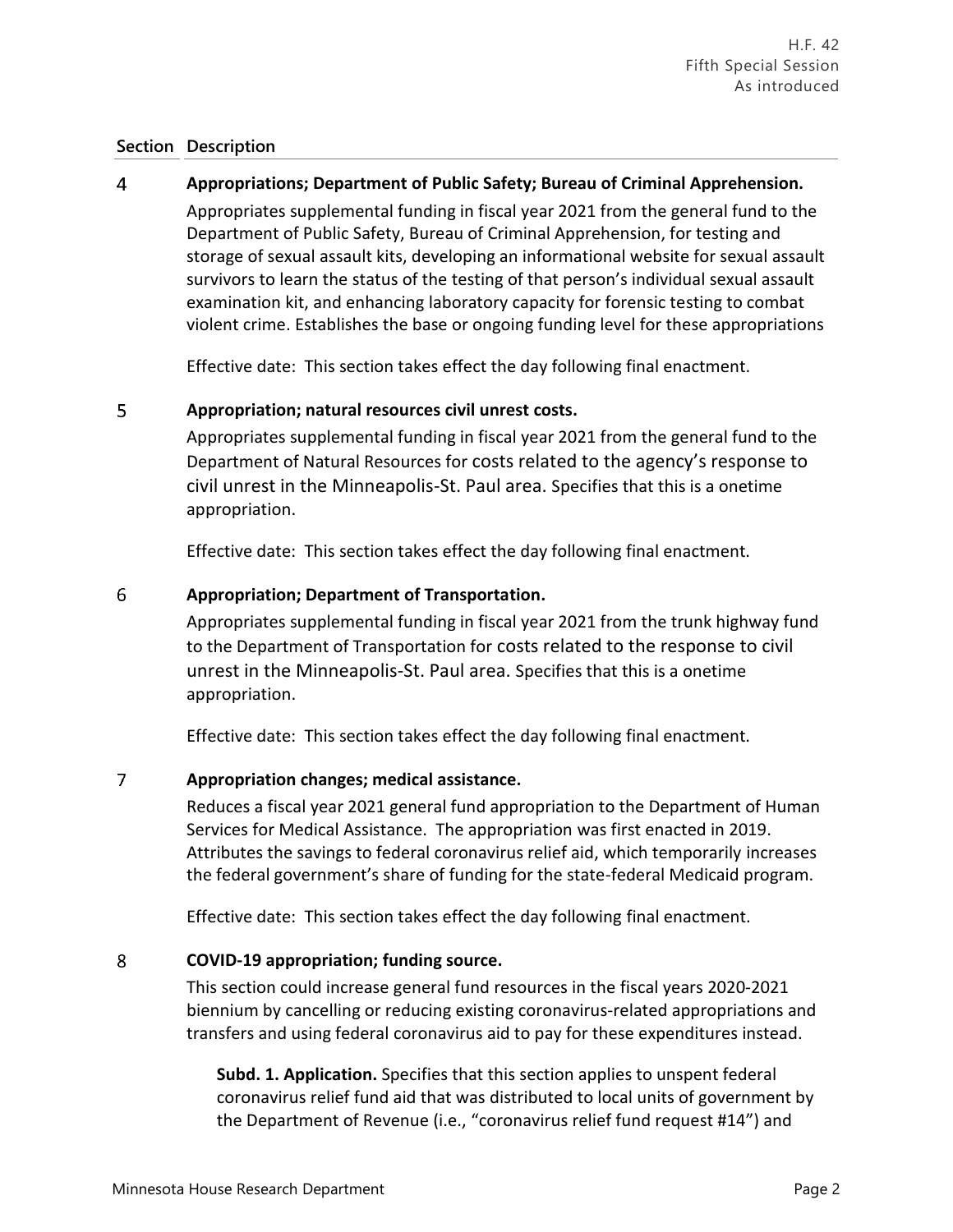| Section | Description |
|---|---|
| 4 | **Appropriations; Department of Public Safety; Bureau of Criminal Apprehension.**<br>Appropriates supplemental funding in fiscal year 2021 from the general fund to the Department of Public Safety, Bureau of Criminal Apprehension, for testing and storage of sexual assault kits, developing an informational website for sexual assault survivors to learn the status of the testing of that person's individual sexual assault examination kit, and enhancing laboratory capacity for forensic testing to combat violent crime. Establishes the base or ongoing funding level for these appropriations<br><br>Effective date: This section takes effect the day following final enactment. |
| 5 | **Appropriation; natural resources civil unrest costs.**<br>Appropriates supplemental funding in fiscal year 2021 from the general fund to the Department of Natural Resources for costs related to the agency's response to civil unrest in the Minneapolis-St. Paul area. Specifies that this is a onetime appropriation.<br><br>Effective date: This section takes effect the day following final enactment. |
| 6 | **Appropriation; Department of Transportation.**<br>Appropriates supplemental funding in fiscal year 2021 from the trunk highway fund to the Department of Transportation for costs related to the response to civil unrest in the Minneapolis-St. Paul area. Specifies that this is a onetime appropriation.<br><br>Effective date: This section takes effect the day following final enactment. |
| 7 | **Appropriation changes; medical assistance.**<br>Reduces a fiscal year 2021 general fund appropriation to the Department of Human Services for Medical Assistance. The appropriation was first enacted in 2019. Attributes the savings to federal coronavirus relief aid, which temporarily increases the federal government's share of funding for the state-federal Medicaid program.<br><br>Effective date: This section takes effect the day following final enactment. |
| 8 | **COVID-19 appropriation; funding source.**<br>This section could increase general fund resources in the fiscal years 2020-2021 biennium by cancelling or reducing existing coronavirus-related appropriations and transfers and using federal coronavirus aid to pay for these expenditures instead.<br><br>**Subd. 1. Application.** Specifies that this section applies to unspent federal coronavirus relief fund aid that was distributed to local units of government by the Department of Revenue (i.e., "coronavirus relief fund request #14") and |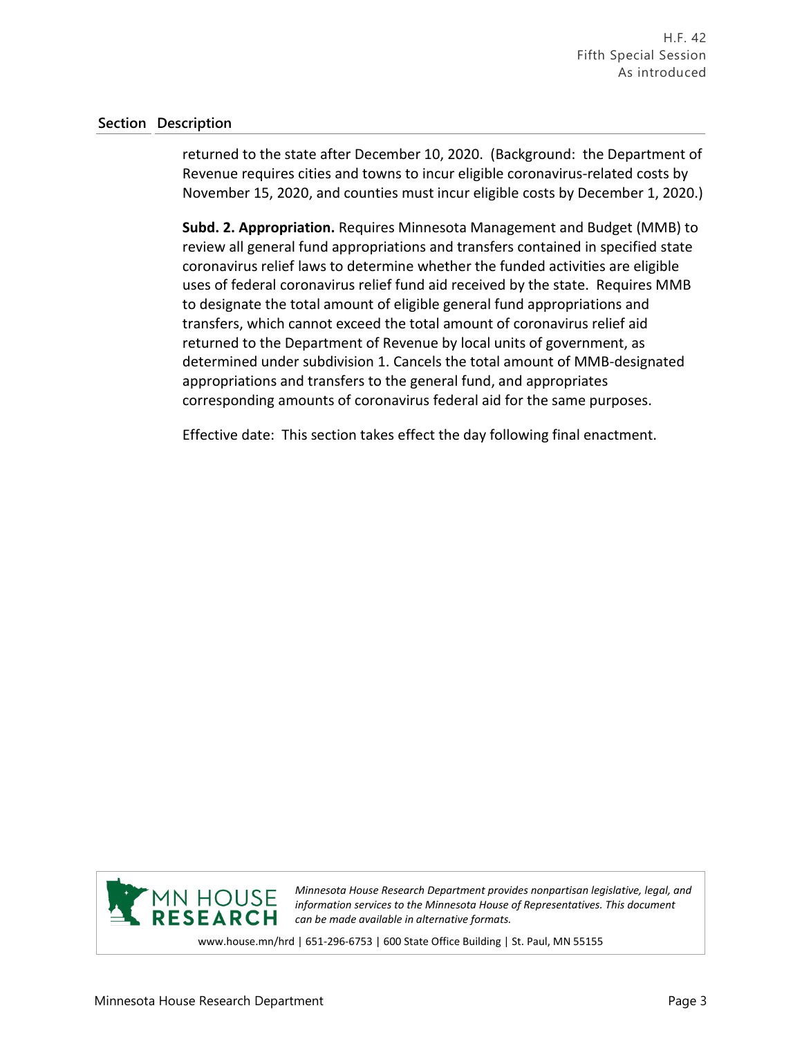| Section | Description |
|---|---|
| | returned to the state after December 10, 2020. (Background: the Department of Revenue requires cities and towns to incur eligible coronavirus-related costs by November 15, 2020, and counties must incur eligible costs by December 1, 2020.) |
| | **Subd. 2. Appropriation.** Requires Minnesota Management and Budget (MMB) to review all general fund appropriations and transfers contained in specified state coronavirus relief laws to determine whether the funded activities are eligible uses of federal coronavirus relief fund aid received by the state. Requires MMB to designate the total amount of eligible general fund appropriations and transfers, which cannot exceed the total amount of coronavirus relief aid returned to the Department of Revenue by local units of government, as determined under subdivision 1. Cancels the total amount of MMB-designated appropriations and transfers to the general fund, and appropriates corresponding amounts of coronavirus federal aid for the same purposes. |
| | Effective date: This section takes effect the day following final enactment. |

MN HOUSE RESEARCH

*Minnesota House Research Department provides nonpartisan legislative, legal, and information services to the Minnesota House of Representatives. This document can be made available in alternative formats.*

www.house.mn/hrd | 651-296-6753 | 600 State Office Building | St. Paul, MN 55155